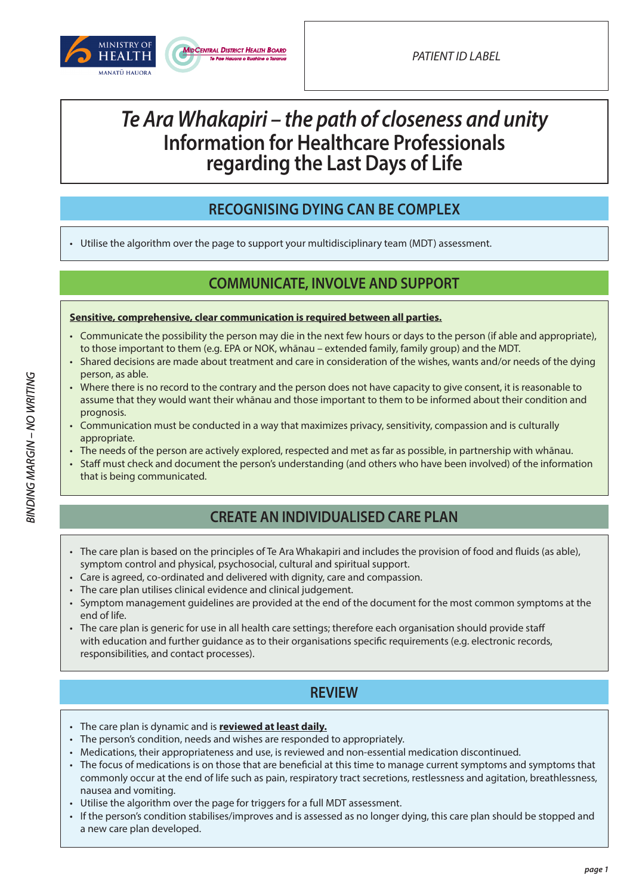PATIENT ID LABEL

BINDING MARGIN – NO WRITING

# *Te Ara Whakapiri – the path of closeness and unity*
# Information for Healthcare Professionals regarding the Last Days of Life

## RECOGNISING DYING CAN BE COMPLEX

- Utilise the algorithm over the page to support your multidisciplinary team (MDT) assessment.

## COMMUNICATE, INVOLVE AND SUPPORT

**Sensitive, comprehensive, clear communication is required between all parties.**

- Communicate the possibility the person may die in the next few hours or days to the person (if able and appropriate), to those important to them (e.g. EPA or NOK, whānau – extended family, family group) and the MDT.
- Shared decisions are made about treatment and care in consideration of the wishes, wants and/or needs of the dying person, as able.
- Where there is no record to the contrary and the person does not have capacity to give consent, it is reasonable to assume that they would want their whānau and those important to them to be informed about their condition and prognosis.
- Communication must be conducted in a way that maximizes privacy, sensitivity, compassion and is culturally appropriate.
- The needs of the person are actively explored, respected and met as far as possible, in partnership with whānau.
- Staff must check and document the person's understanding (and others who have been involved) of the information that is being communicated.

## CREATE AN INDIVIDUALISED CARE PLAN

- The care plan is based on the principles of Te Ara Whakapiri and includes the provision of food and fluids (as able), symptom control and physical, psychosocial, cultural and spiritual support.
- Care is agreed, co-ordinated and delivered with dignity, care and compassion.
- The care plan utilises clinical evidence and clinical judgement.
- Symptom management guidelines are provided at the end of the document for the most common symptoms at the end of life.
- The care plan is generic for use in all health care settings; therefore each organisation should provide staff with education and further guidance as to their organisations specific requirements (e.g. electronic records, responsibilities, and contact processes).

## REVIEW

- The care plan is dynamic and is **reviewed at least daily.**
- The person's condition, needs and wishes are responded to appropriately.
- Medications, their appropriateness and use, is reviewed and non-essential medication discontinued.
- The focus of medications is on those that are beneficial at this time to manage current symptoms and symptoms that commonly occur at the end of life such as pain, respiratory tract secretions, restlessness and agitation, breathlessness, nausea and vomiting.
- Utilise the algorithm over the page for triggers for a full MDT assessment.
- If the person's condition stabilises/improves and is assessed as no longer dying, this care plan should be stopped and a new care plan developed.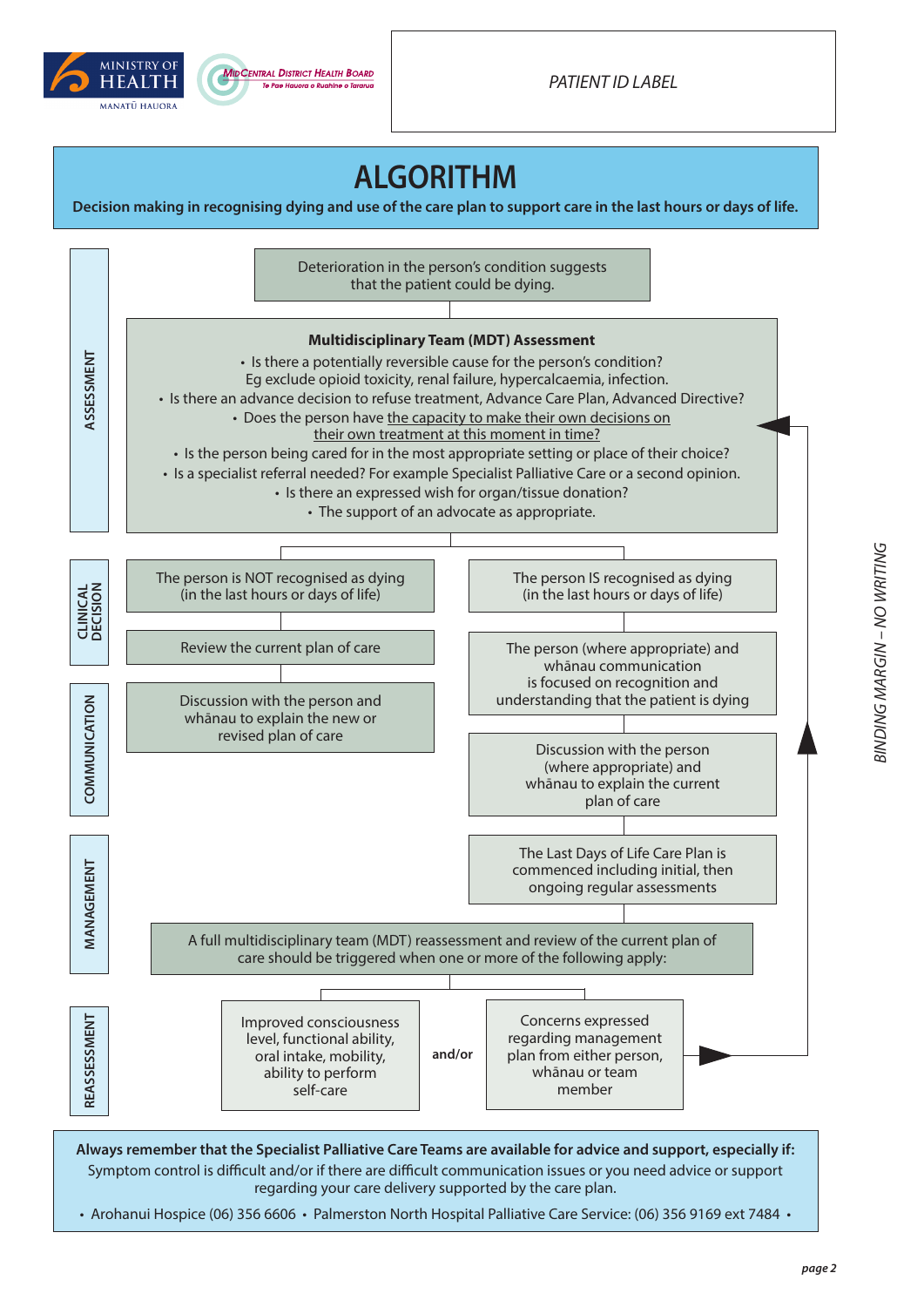PATIENT ID LABEL

# ALGORITHM

**Decision making in recognising dying and use of the care plan to support care in the last hours or days of life.**

## ASSESSMENT

Deterioration in the person's condition suggests that the patient could be dying.

**Multidisciplinary Team (MDT) Assessment**

- Is there a potentially reversible cause for the person's condition? Eg exclude opioid toxicity, renal failure, hypercalcaemia, infection.
- Is there an advance decision to refuse treatment, Advance Care Plan, Advanced Directive?
- Does the person have the capacity to make their own decisions on their own treatment at this moment in time?
- Is the person being cared for in the most appropriate setting or place of their choice?
- Is a specialist referral needed? For example Specialist Palliative Care or a second opinion.
- Is there an expressed wish for organ/tissue donation?
- The support of an advocate as appropriate.

## CLINICAL DECISION

| The person is NOT recognised as dying (in the last hours or days of life) | The person IS recognised as dying (in the last hours or days of life) |
|---|---|
| Review the current plan of care | The person (where appropriate) and whānau communication is focused on recognition and understanding that the patient is dying |

## COMMUNICATION

| | |
|---|---|
| Discussion with the person and whānau to explain the new or revised plan of care | Discussion with the person (where appropriate) and whānau to explain the current plan of care |

## MANAGEMENT

The Last Days of Life Care Plan is commenced including initial, then ongoing regular assessments

A full multidisciplinary team (MDT) reassessment and review of the current plan of care should be triggered when one or more of the following apply:

## REASSESSMENT

- Improved consciousness level, functional ability, oral intake, mobility, ability to perform self-care

and/or

- Concerns expressed regarding management plan from either person, whānau or team member

(→ return to Multidisciplinary Team (MDT) Assessment)

*BINDING MARGIN – NO WRITING*

**Always remember that the Specialist Palliative Care Teams are available for advice and support, especially if:**
Symptom control is difficult and/or if there are difficult communication issues or you need advice or support regarding your care delivery supported by the care plan.

• Arohanui Hospice (06) 356 6606 • Palmerston North Hospital Palliative Care Service: (06) 356 9169 ext 7484 •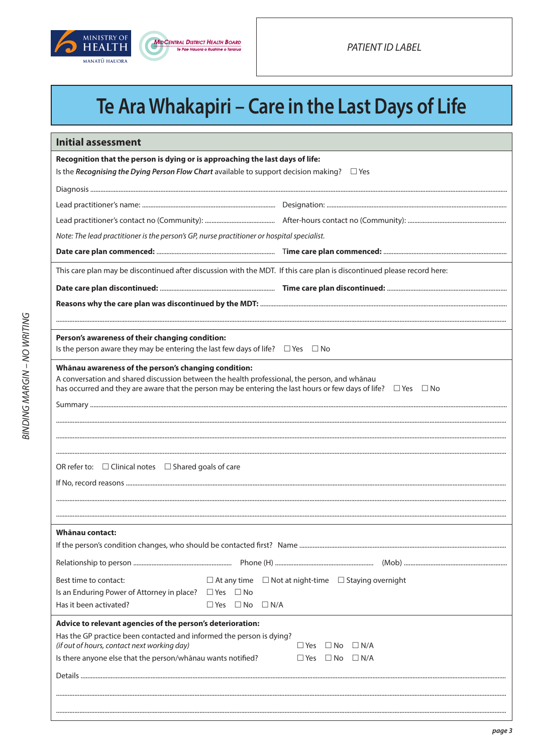MINISTRY OF HEALTH
MANATŪ HAUORA

MIDCENTRAL DISTRICT HEALTH BOARD
*Te Pae Hauora o Ruahine o Tararua*

*PATIENT ID LABEL*

# Te Ara Whakapiri – Care in the Last Days of Life

## Initial assessment

**Recognition that the person is dying or is approaching the last days of life:**

Is the ***Recognising the Dying Person Flow Chart*** available to support decision making? ☐ Yes

Diagnosis ............................................................................................................

Lead practitioner's name: ........................................ Designation: ........................................

Lead practitioner's contact no (Community): ........................................ After-hours contact no (Community): ........................................

*Note: The lead practitioner is the person's GP, nurse practitioner or hospital specialist.*

**Date care plan commenced:** ........................................ **Time care plan commenced:** ........................................

This care plan may be discontinued after discussion with the MDT. If this care plan is discontinued please record here:

**Date care plan discontinued:** ........................................ **Time care plan discontinued:** ........................................

**Reasons why the care plan was discontinued by the MDT:** ........................................

............................................................................................................

**Person's awareness of their changing condition:**

Is the person aware they may be entering the last few days of life? ☐ Yes ☐ No

**Whānau awareness of the person's changing condition:**

A conversation and shared discussion between the health professional, the person, and whānau has occurred and they are aware that the person may be entering the last hours or few days of life? ☐ Yes ☐ No

Summary ............................................................................................................

............................................................................................................

............................................................................................................

............................................................................................................

OR refer to: ☐ Clinical notes ☐ Shared goals of care

If No, record reasons ............................................................................................................

............................................................................................................

............................................................................................................

**Whānau contact:**

If the person's condition changes, who should be contacted first? Name ........................................

Relationship to person ........................................ Phone (H) ........................................ (Mob) ........................................

Best time to contact: ☐ At any time ☐ Not at night-time ☐ Staying overnight

Is an Enduring Power of Attorney in place? ☐ Yes ☐ No

Has it been activated? ☐ Yes ☐ No ☐ N/A

**Advice to relevant agencies of the person's deterioration:**

Has the GP practice been contacted and informed the person is dying? *(if out of hours, contact next working day)* ☐ Yes ☐ No ☐ N/A

Is there anyone else that the person/whānau wants notified? ☐ Yes ☐ No ☐ N/A

Details ............................................................................................................

............................................................................................................

............................................................................................................

*BINDING MARGIN – NO WRITING*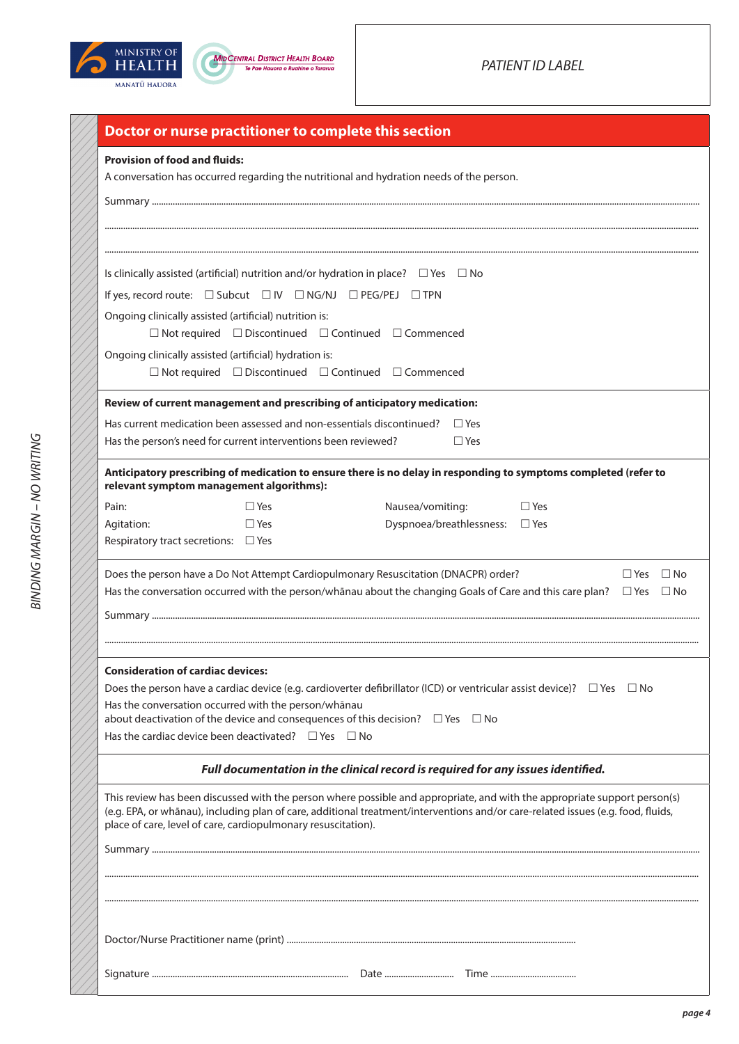MINISTRY OF HEALTH
MANATŪ HAUORA

MidCentral District Health Board
Te Pae Hauora o Ruahine o Tararua

*PATIENT ID LABEL*

BINDING MARGIN – NO WRITING

## Doctor or nurse practitioner to complete this section

**Provision of food and fluids:**

A conversation has occurred regarding the nutritional and hydration needs of the person.

Summary ..............................................................................................................................................

..............................................................................................................................................

..............................................................................................................................................

Is clinically assisted (artificial) nutrition and/or hydration in place? ☐ Yes ☐ No

If yes, record route: ☐ Subcut ☐ IV ☐ NG/NJ ☐ PEG/PEJ ☐ TPN

Ongoing clinically assisted (artificial) nutrition is:

☐ Not required ☐ Discontinued ☐ Continued ☐ Commenced

Ongoing clinically assisted (artificial) hydration is:

☐ Not required ☐ Discontinued ☐ Continued ☐ Commenced

**Review of current management and prescribing of anticipatory medication:**

Has current medication been assessed and non-essentials discontinued? ☐ Yes

Has the person's need for current interventions been reviewed? ☐ Yes

**Anticipatory prescribing of medication to ensure there is no delay in responding to symptoms completed (refer to relevant symptom management algorithms):**

| | | | |
|---|---|---|---|
| Pain: | ☐ Yes | Nausea/vomiting: | ☐ Yes |
| Agitation: | ☐ Yes | Dyspnoea/breathlessness: | ☐ Yes |
| Respiratory tract secretions: | ☐ Yes | | |

Does the person have a Do Not Attempt Cardiopulmonary Resuscitation (DNACPR) order? ☐ Yes ☐ No

Has the conversation occurred with the person/whānau about the changing Goals of Care and this care plan? ☐ Yes ☐ No

Summary ..............................................................................................................................................

..............................................................................................................................................

**Consideration of cardiac devices:**

Does the person have a cardiac device (e.g. cardioverter defibrillator (ICD) or ventricular assist device)? ☐ Yes ☐ No

Has the conversation occurred with the person/whānau about deactivation of the device and consequences of this decision? ☐ Yes ☐ No

Has the cardiac device been deactivated? ☐ Yes ☐ No

***Full documentation in the clinical record is required for any issues identified.***

This review has been discussed with the person where possible and appropriate, and with the appropriate support person(s) (e.g. EPA, or whānau), including plan of care, additional treatment/interventions and/or care-related issues (e.g. food, fluids, place of care, level of care, cardiopulmonary resuscitation).

Summary ..............................................................................................................................................

..............................................................................................................................................

..............................................................................................................................................

Doctor/Nurse Practitioner name (print) ..............................................................................................

Signature .................................................................. Date ........................... Time ...............................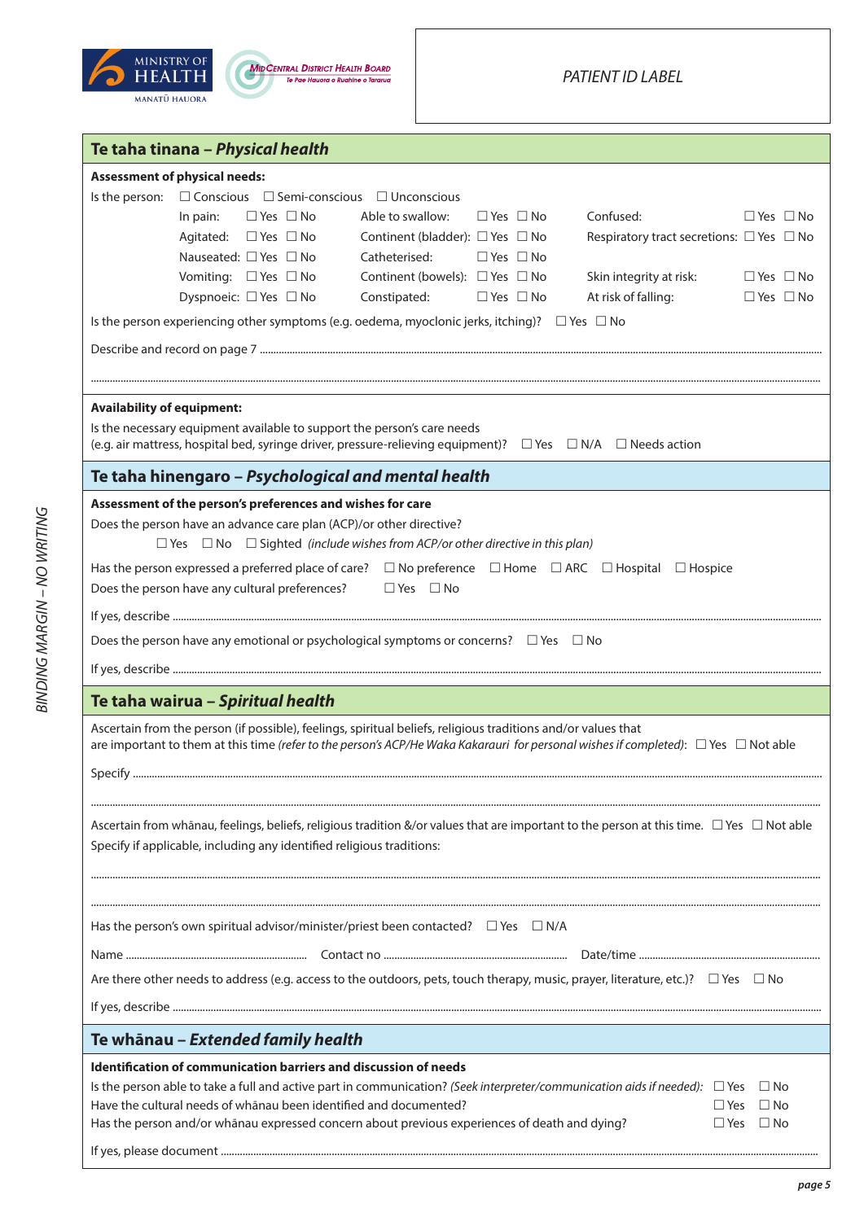MINISTRY OF HEALTH
MANATŪ HAUORA

MidCentral District Health Board
Te Pae Hauora o Ruahine o Tararua

*PATIENT ID LABEL*

## Te taha tinana – *Physical health*

**Assessment of physical needs:**

Is the person: ☐ Conscious ☐ Semi-conscious ☐ Unconscious

| | | | | | |
|---|---|---|---|---|---|
| In pain: | ☐ Yes ☐ No | Able to swallow: | ☐ Yes ☐ No | Confused: | ☐ Yes ☐ No |
| Agitated: | ☐ Yes ☐ No | Continent (bladder): | ☐ Yes ☐ No | Respiratory tract secretions: | ☐ Yes ☐ No |
| Nauseated: | ☐ Yes ☐ No | Catheterised: | ☐ Yes ☐ No | | |
| Vomiting: | ☐ Yes ☐ No | Continent (bowels): | ☐ Yes ☐ No | Skin integrity at risk: | ☐ Yes ☐ No |
| Dyspnoeic: | ☐ Yes ☐ No | Constipated: | ☐ Yes ☐ No | At risk of falling: | ☐ Yes ☐ No |

Is the person experiencing other symptoms (e.g. oedema, myoclonic jerks, itching)? ☐ Yes ☐ No

Describe and record on page 7 ......................................................................

......................................................................

**Availability of equipment:**

Is the necessary equipment available to support the person's care needs (e.g. air mattress, hospital bed, syringe driver, pressure-relieving equipment)? ☐ Yes ☐ N/A ☐ Needs action

## Te taha hinengaro – *Psychological and mental health*

**Assessment of the person's preferences and wishes for care**

Does the person have an advance care plan (ACP)/or other directive?

☐ Yes ☐ No ☐ Sighted *(include wishes from ACP/or other directive in this plan)*

Has the person expressed a preferred place of care? ☐ No preference ☐ Home ☐ ARC ☐ Hospital ☐ Hospice

Does the person have any cultural preferences? ☐ Yes ☐ No

If yes, describe ......................................................................

Does the person have any emotional or psychological symptoms or concerns? ☐ Yes ☐ No

If yes, describe ......................................................................

## Te taha wairua – *Spiritual health*

Ascertain from the person (if possible), feelings, spiritual beliefs, religious traditions and/or values that are important to them at this time *(refer to the person's ACP/He Waka Kakarauri for personal wishes if completed)*: ☐ Yes ☐ Not able

Specify ......................................................................

......................................................................

Ascertain from whānau, feelings, beliefs, religious tradition &/or values that are important to the person at this time. ☐ Yes ☐ Not able

Specify if applicable, including any identified religious traditions:

......................................................................

......................................................................

Has the person's own spiritual advisor/minister/priest been contacted? ☐ Yes ☐ N/A

Name ........................ Contact no ........................ Date/time ........................

Are there other needs to address (e.g. access to the outdoors, pets, touch therapy, music, prayer, literature, etc.)? ☐ Yes ☐ No

If yes, describe ......................................................................

## Te whānau – *Extended family health*

**Identification of communication barriers and discussion of needs**

Is the person able to take a full and active part in communication? *(Seek interpreter/communication aids if needed)*: ☐ Yes ☐ No

Have the cultural needs of whānau been identified and documented? ☐ Yes ☐ No

Has the person and/or whānau expressed concern about previous experiences of death and dying? ☐ Yes ☐ No

If yes, please document ......................................................................

*BINDING MARGIN – NO WRITING*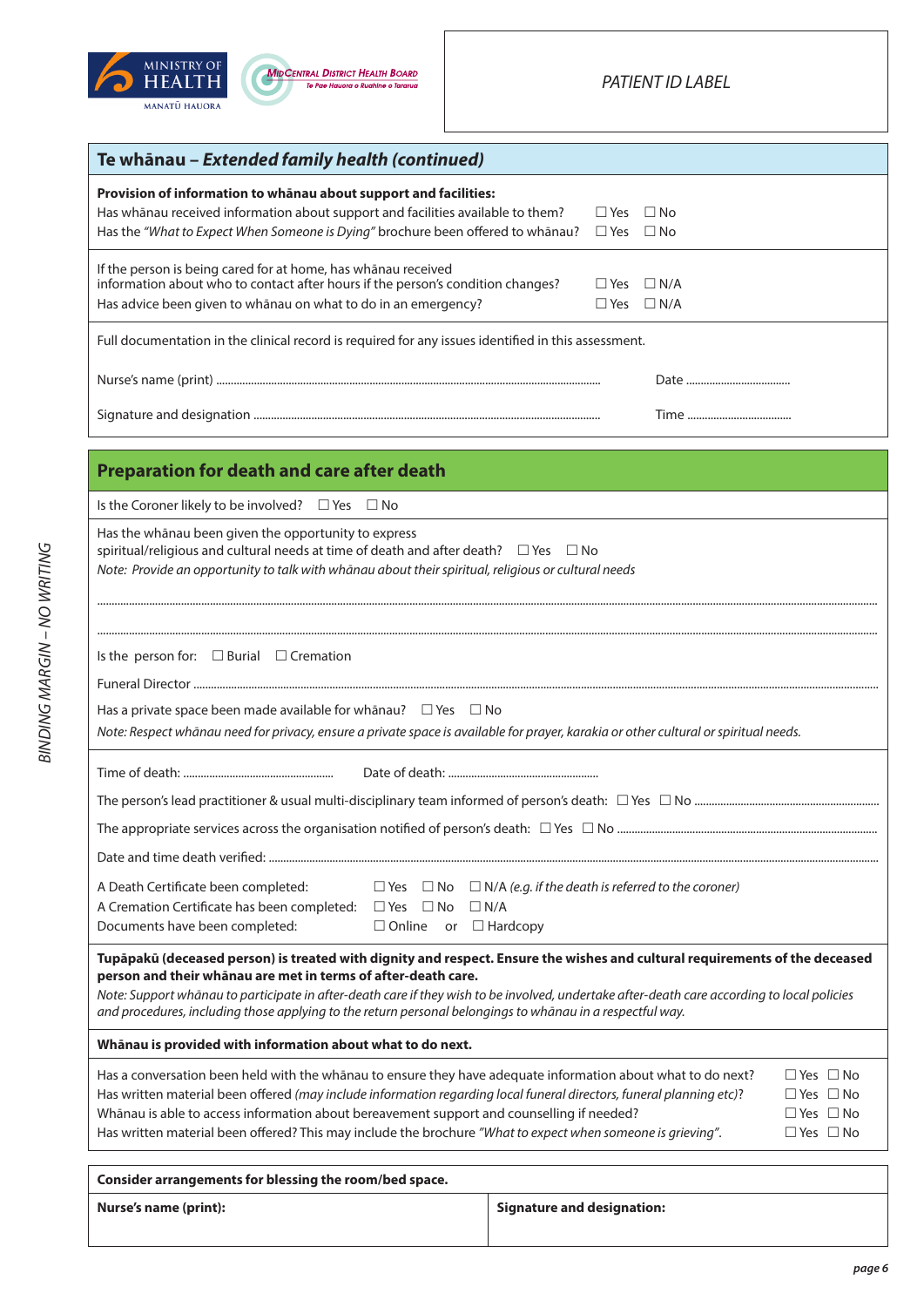MINISTRY OF HEALTH
MANATŪ HAUORA

MidCentral District Health Board
Te Pae Hauora o Ruahine o Tararua

PATIENT ID LABEL

## Te whānau – *Extended family health (continued)*

**Provision of information to whānau about support and facilities:**

Has whānau received information about support and facilities available to them? ☐ Yes ☐ No

Has the *"What to Expect When Someone is Dying"* brochure been offered to whānau? ☐ Yes ☐ No

If the person is being cared for at home, has whānau received information about who to contact after hours if the person's condition changes? ☐ Yes ☐ N/A

Has advice been given to whānau on what to do in an emergency? ☐ Yes ☐ N/A

Full documentation in the clinical record is required for any issues identified in this assessment.

Nurse's name (print) ........................................ Date ....................

Signature and designation ........................................ Time ....................

## Preparation for death and care after death

Is the Coroner likely to be involved? ☐ Yes ☐ No

Has the whānau been given the opportunity to express spiritual/religious and cultural needs at time of death and after death? ☐ Yes ☐ No

*Note: Provide an opportunity to talk with whānau about their spiritual, religious or cultural needs*

..............................................................................................................

..............................................................................................................

Is the person for: ☐ Burial ☐ Cremation

Funeral Director ..............................................................................................

Has a private space been made available for whānau? ☐ Yes ☐ No

*Note: Respect whānau need for privacy, ensure a private space is available for prayer, karakia or other cultural or spiritual needs.*

Time of death: .................... Date of death: ....................

The person's lead practitioner & usual multi-disciplinary team informed of person's death: ☐ Yes ☐ No ....................

The appropriate services across the organisation notified of person's death: ☐ Yes ☐ No ....................

Date and time death verified: ....................

A Death Certificate been completed: ☐ Yes ☐ No ☐ N/A *(e.g. if the death is referred to the coroner)*

A Cremation Certificate has been completed: ☐ Yes ☐ No ☐ N/A

Documents have been completed: ☐ Online or ☐ Hardcopy

**Tupāpakū (deceased person) is treated with dignity and respect. Ensure the wishes and cultural requirements of the deceased person and their whānau are met in terms of after-death care.**

*Note: Support whānau to participate in after-death care if they wish to be involved, undertake after-death care according to local policies and procedures, including those applying to the return personal belongings to whānau in a respectful way.*

**Whānau is provided with information about what to do next.**

Has a conversation been held with the whānau to ensure they have adequate information about what to do next? ☐ Yes ☐ No

Has written material been offered *(may include information regarding local funeral directors, funeral planning etc)*? ☐ Yes ☐ No

Whānau is able to access information about bereavement support and counselling if needed? ☐ Yes ☐ No

Has written material been offered? This may include the brochure *"What to expect when someone is grieving"*. ☐ Yes ☐ No

**Consider arrangements for blessing the room/bed space.**

| **Nurse's name (print):** | **Signature and designation:** |
|---|---|
| | |

BINDING MARGIN – NO WRITING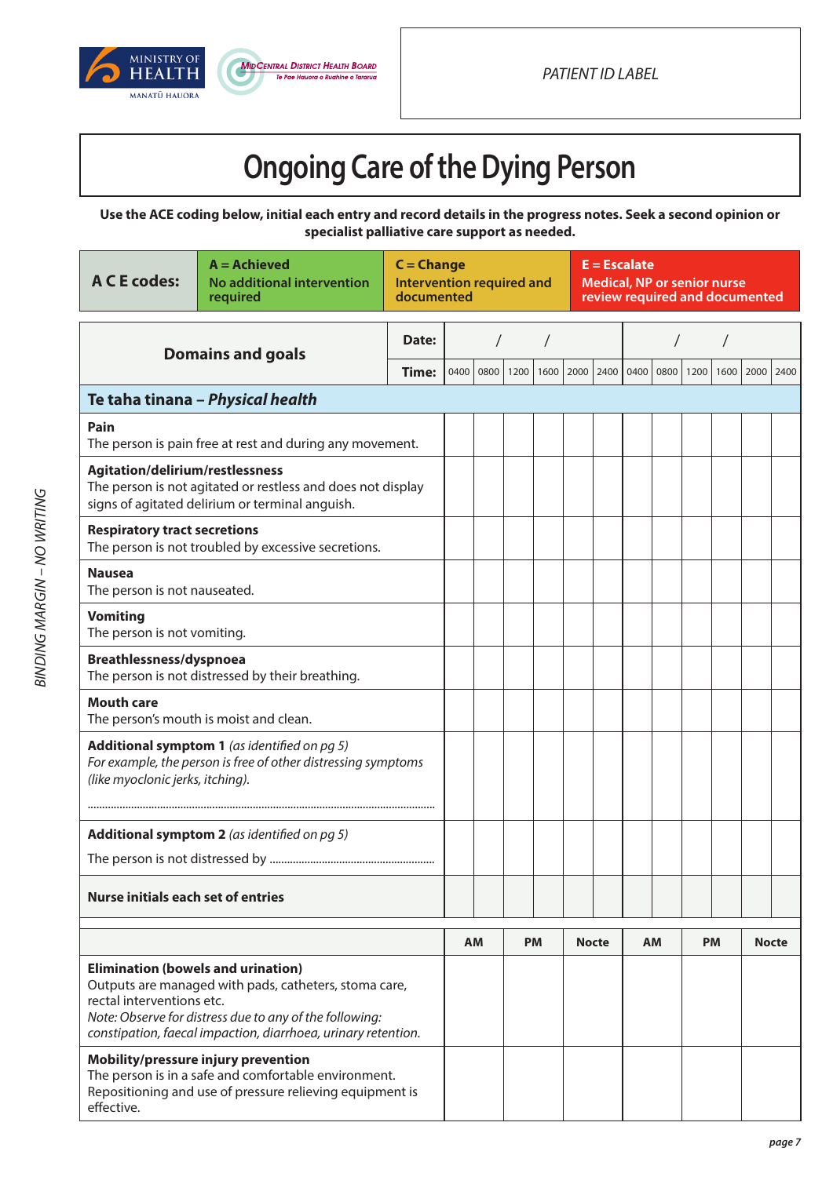MINISTRY OF HEALTH
MANATŪ HAUORA

MidCentral District Health Board
Te Pae Hauora o Ruahine o Tararua

PATIENT ID LABEL

# Ongoing Care of the Dying Person

**Use the ACE coding below, initial each entry and record details in the progress notes. Seek a second opinion or specialist palliative care support as needed.**

| A C E codes: | A = Achieved<br>No additional intervention required | C = Change<br>Intervention required and documented | E = Escalate<br>Medical, NP or senior nurse review required and documented |
|---|---|---|---|

| Domains and goals | Date: | / / | | | | | | / / | | | | | |
|---|---|---|---|---|---|---|---|---|---|---|---|---|---|
| | Time: | 0400 | 0800 | 1200 | 1600 | 2000 | 2400 | 0400 | 0800 | 1200 | 1600 | 2000 | 2400 |
| **Te taha tinana – *Physical health*** | | | | | | | | | | | | | |
| **Pain**<br>The person is pain free at rest and during any movement. | | | | | | | | | | | | | |
| **Agitation/delirium/restlessness**<br>The person is not agitated or restless and does not display signs of agitated delirium or terminal anguish. | | | | | | | | | | | | | |
| **Respiratory tract secretions**<br>The person is not troubled by excessive secretions. | | | | | | | | | | | | | |
| **Nausea**<br>The person is not nauseated. | | | | | | | | | | | | | |
| **Vomiting**<br>The person is not vomiting. | | | | | | | | | | | | | |
| **Breathlessness/dyspnoea**<br>The person is not distressed by their breathing. | | | | | | | | | | | | | |
| **Mouth care**<br>The person's mouth is moist and clean. | | | | | | | | | | | | | |
| **Additional symptom 1** *(as identified on pg 5)*<br>*For example, the person is free of other distressing symptoms (like myoclonic jerks, itching).*<br>........................................ | | | | | | | | | | | | | |
| **Additional symptom 2** *(as identified on pg 5)*<br>The person is not distressed by ........................ | | | | | | | | | | | | | |
| **Nurse initials each set of entries** | | | | | | | | | | | | | |

| | AM | PM | Nocte | AM | PM | Nocte |
|---|---|---|---|---|---|---|
| **Elimination (bowels and urination)**<br>Outputs are managed with pads, catheters, stoma care, rectal interventions etc.<br>*Note: Observe for distress due to any of the following: constipation, faecal impaction, diarrhoea, urinary retention.* | | | | | | |
| **Mobility/pressure injury prevention**<br>The person is in a safe and comfortable environment. Repositioning and use of pressure relieving equipment is effective. | | | | | | |

*BINDING MARGIN – NO WRITING*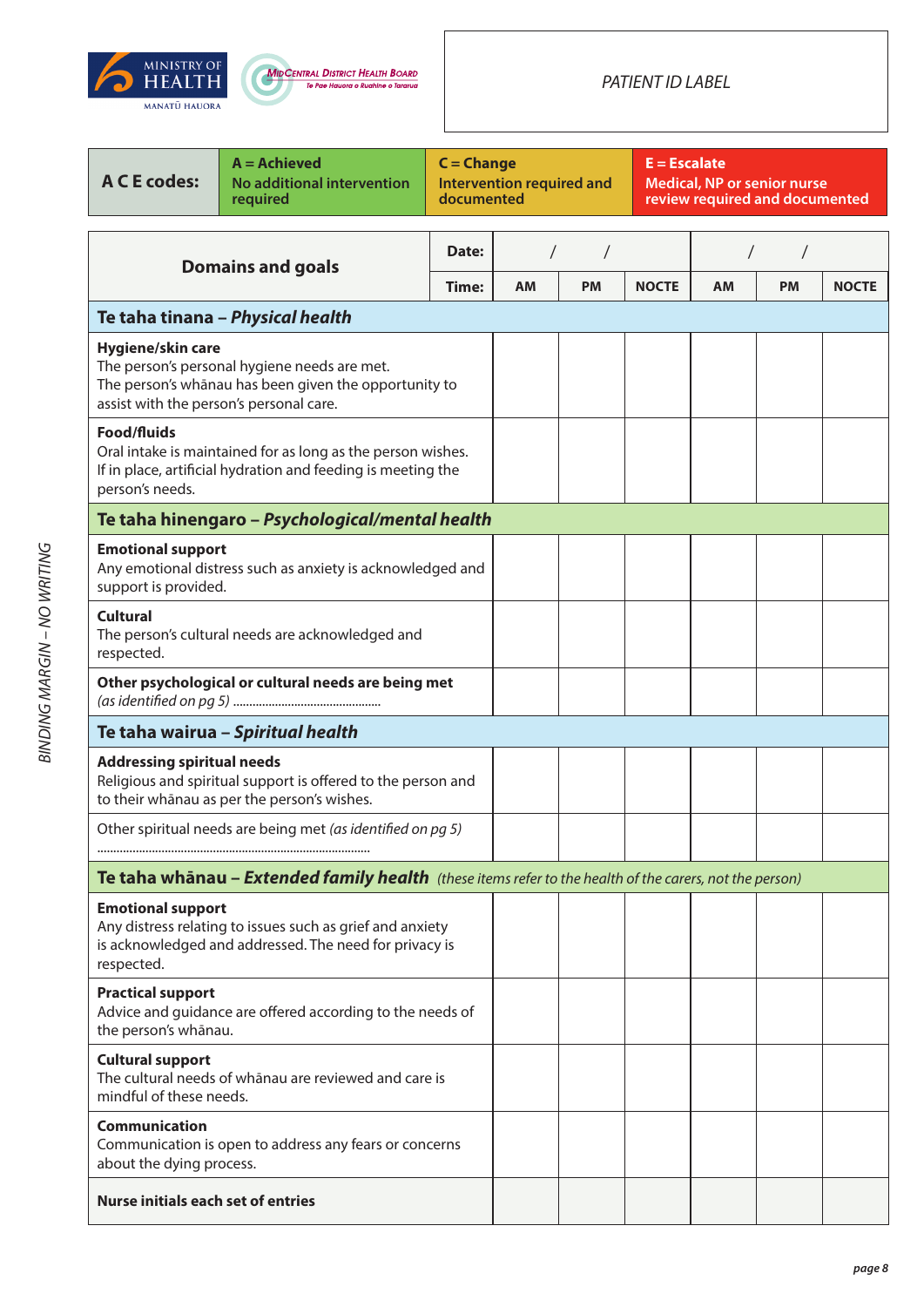MINISTRY OF HEALTH
MANATŪ HAUORA

MidCentral District Health Board
Te Pae Hauora o Ruahine o Tararua

*PATIENT ID LABEL*

| A C E codes: | A = Achieved No additional intervention required | C = Change Intervention required and documented | E = Escalate Medical, NP or senior nurse review required and documented |
|---|---|---|---|

| Domains and goals | Date: / / | | | / / | | |
|---|---|---|---|---|---|---|
| | **AM** | **PM** | **NOCTE** | **AM** | **PM** | **NOCTE** |
| **Te taha tinana – *Physical health*** | | | | | | |
| **Hygiene/skin care** The person's personal hygiene needs are met. The person's whānau has been given the opportunity to assist with the person's personal care. | | | | | | |
| **Food/fluids** Oral intake is maintained for as long as the person wishes. If in place, artificial hydration and feeding is meeting the person's needs. | | | | | | |
| **Te taha hinengaro – *Psychological/mental health*** | | | | | | |
| **Emotional support** Any emotional distress such as anxiety is acknowledged and support is provided. | | | | | | |
| **Cultural** The person's cultural needs are acknowledged and respected. | | | | | | |
| **Other psychological or cultural needs are being met** *(as identified on pg 5)* ............................................ | | | | | | |
| **Te taha wairua – *Spiritual health*** | | | | | | |
| **Addressing spiritual needs** Religious and spiritual support is offered to the person and to their whānau as per the person's wishes. | | | | | | |
| Other spiritual needs are being met *(as identified on pg 5)* .................................................................................. | | | | | | |
| **Te taha whānau – *Extended family health*** *(these items refer to the health of the carers, not the person)* | | | | | | |
| **Emotional support** Any distress relating to issues such as grief and anxiety is acknowledged and addressed. The need for privacy is respected. | | | | | | |
| **Practical support** Advice and guidance are offered according to the needs of the person's whānau. | | | | | | |
| **Cultural support** The cultural needs of whānau are reviewed and care is mindful of these needs. | | | | | | |
| **Communication** Communication is open to address any fears or concerns about the dying process. | | | | | | |
| **Nurse initials each set of entries** | | | | | | |

*BINDING MARGIN – NO WRITING*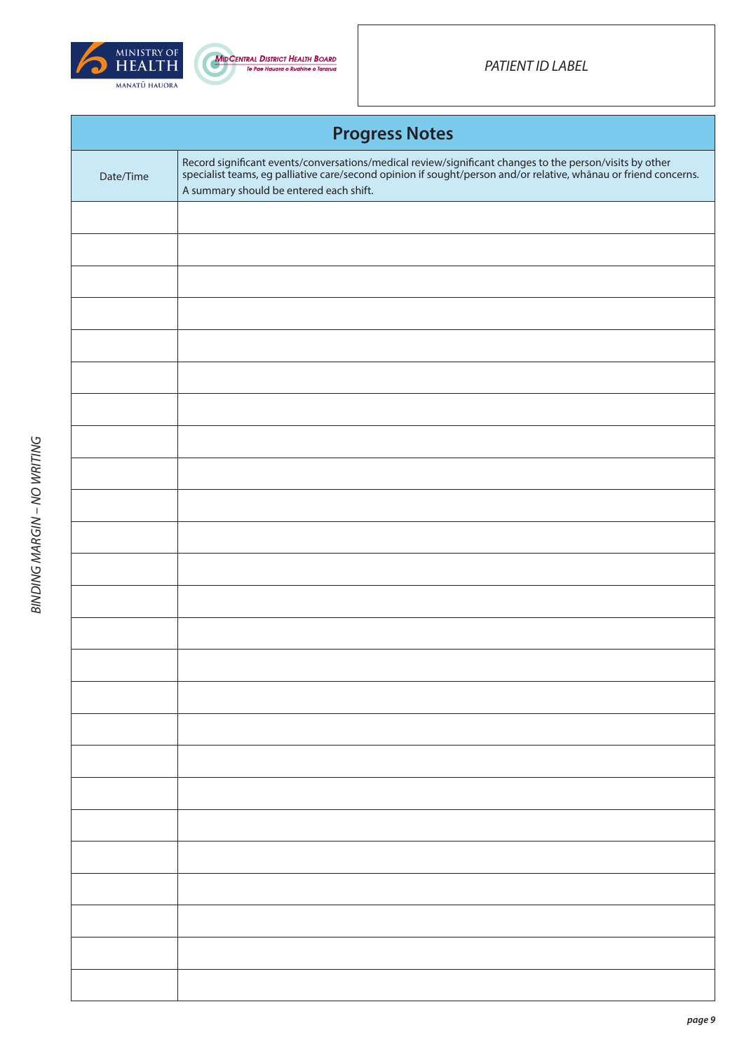MINISTRY OF HEALTH
MANATŪ HAUORA

MidCentral District Health Board
Te Pae Hauora o Ruahine o Tararua

PATIENT ID LABEL

BINDING MARGIN – NO WRITING

# Progress Notes

| Date/Time | Record significant events/conversations/medical review/significant changes to the person/visits by other specialist teams, eg palliative care/second opinion if sought/person and/or relative, whānau or friend concerns. A summary should be entered each shift. |
|---|---|
| | |
| | |
| | |
| | |
| | |
| | |
| | |
| | |
| | |
| | |
| | |
| | |
| | |
| | |
| | |
| | |
| | |
| | |
| | |
| | |
| | |
| | |
| | |
| | |
| | |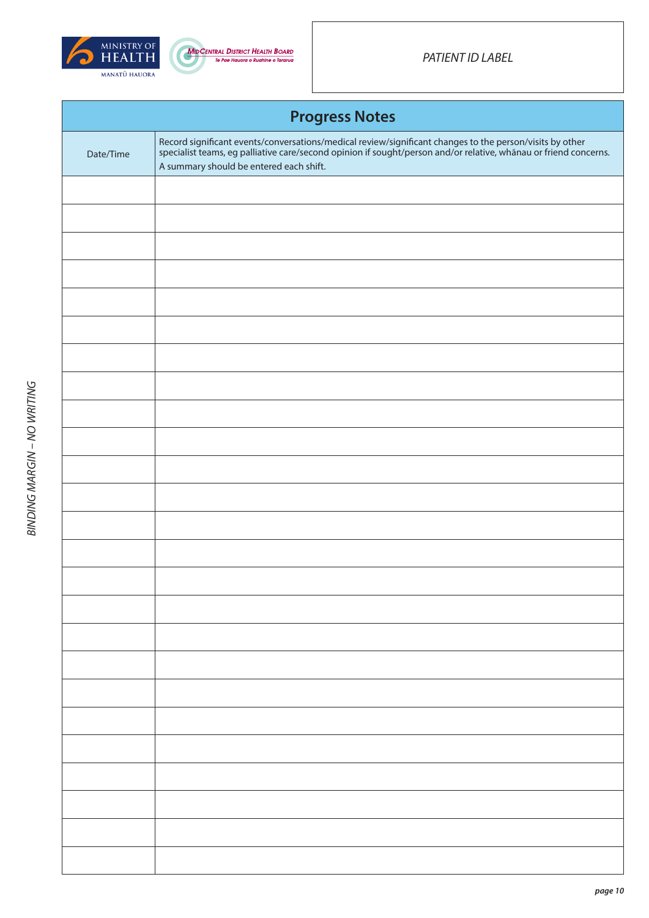MINISTRY OF HEALTH
MANATŪ HAUORA

MidCentral District Health Board
Te Pae Hauora o Ruahine o Tararua

*PATIENT ID LABEL*

# Progress Notes

| Date/Time | Record significant events/conversations/medical review/significant changes to the person/visits by other specialist teams, eg palliative care/second opinion if sought/person and/or relative, whānau or friend concerns. A summary should be entered each shift. |
|---|---|
| | |
| | |
| | |
| | |
| | |
| | |
| | |
| | |
| | |
| | |
| | |
| | |
| | |
| | |
| | |
| | |
| | |
| | |
| | |
| | |
| | |
| | |
| | |
| | |
| | |

*BINDING MARGIN – NO WRITING*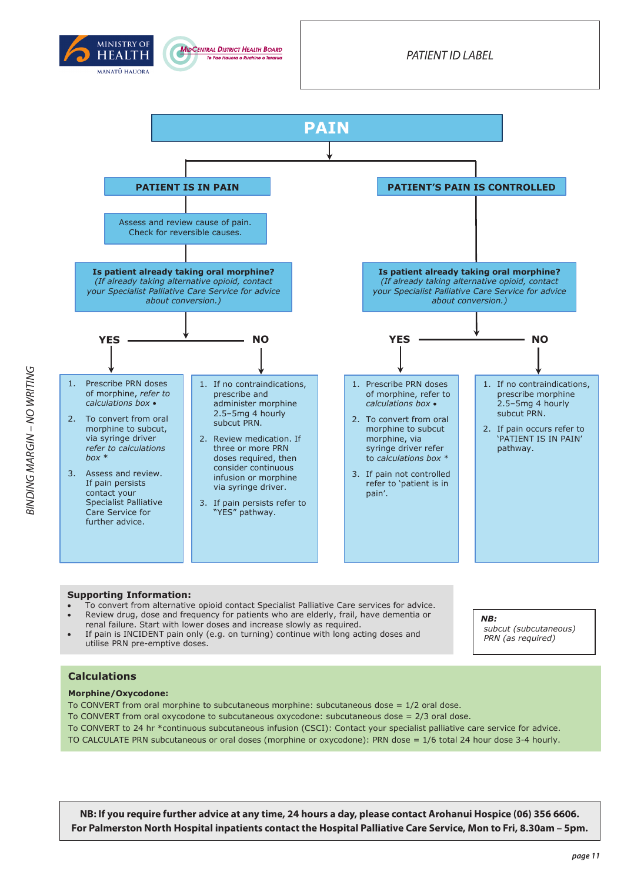MINISTRY OF HEALTH
MANATŪ HAUORA

MidCentral District Health Board
Te Pae Hauora o Ruahine o Tararua

PATIENT ID LABEL

BINDING MARGIN – NO WRITING

# PAIN

## PATIENT IS IN PAIN

Assess and review cause of pain.
Check for reversible causes.

**Is patient already taking oral morphine?**
*(If already taking alternative opioid, contact your Specialist Palliative Care Service for advice about conversion.)*

### YES

1. Prescribe PRN doses of morphine, *refer to calculations box* •
2. To convert from oral morphine to subcut, via syringe driver *refer to calculations box* *
3. Assess and review. If pain persists contact your Specialist Palliative Care Service for further advice.

### NO

1. If no contraindications, prescribe and administer morphine 2.5–5mg 4 hourly subcut PRN.
2. Review medication. If three or more PRN doses required, then consider continuous infusion or morphine via syringe driver.
3. If pain persists refer to "YES" pathway.

## PATIENT'S PAIN IS CONTROLLED

**Is patient already taking oral morphine?**
*(If already taking alternative opioid, contact your Specialist Palliative Care Service for advice about conversion.)*

### YES

1. Prescribe PRN doses of morphine, refer to *calculations box* •
2. To convert from oral morphine to subcut morphine, via syringe driver refer to *calculations box* *
3. If pain not controlled refer to 'patient is in pain'.

### NO

1. If no contraindications, prescribe morphine 2.5–5mg 4 hourly subcut PRN.
2. If pain occurs refer to 'PATIENT IS IN PAIN' pathway.

**Supporting Information:**

- To convert from alternative opioid contact Specialist Palliative Care services for advice.
- Review drug, dose and frequency for patients who are elderly, frail, have dementia or renal failure. Start with lower doses and increase slowly as required.
- If pain is INCIDENT pain only (e.g. on turning) continue with long acting doses and utilise PRN pre-emptive doses.

***NB:***
*subcut (subcutaneous)*
*PRN (as required)*

## Calculations

**Morphine/Oxycodone:**

To CONVERT from oral morphine to subcutaneous morphine: subcutaneous dose = 1/2 oral dose.
To CONVERT from oral oxycodone to subcutaneous oxycodone: subcutaneous dose = 2/3 oral dose.
To CONVERT to 24 hr *continuous subcutaneous infusion (CSCI): Contact your specialist palliative care service for advice.
TO CALCULATE PRN subcutaneous or oral doses (morphine or oxycodone): PRN dose = 1/6 total 24 hour dose 3-4 hourly.

**NB: If you require further advice at any time, 24 hours a day, please contact Arohanui Hospice (06) 356 6606. For Palmerston North Hospital inpatients contact the Hospital Palliative Care Service, Mon to Fri, 8.30am – 5pm.**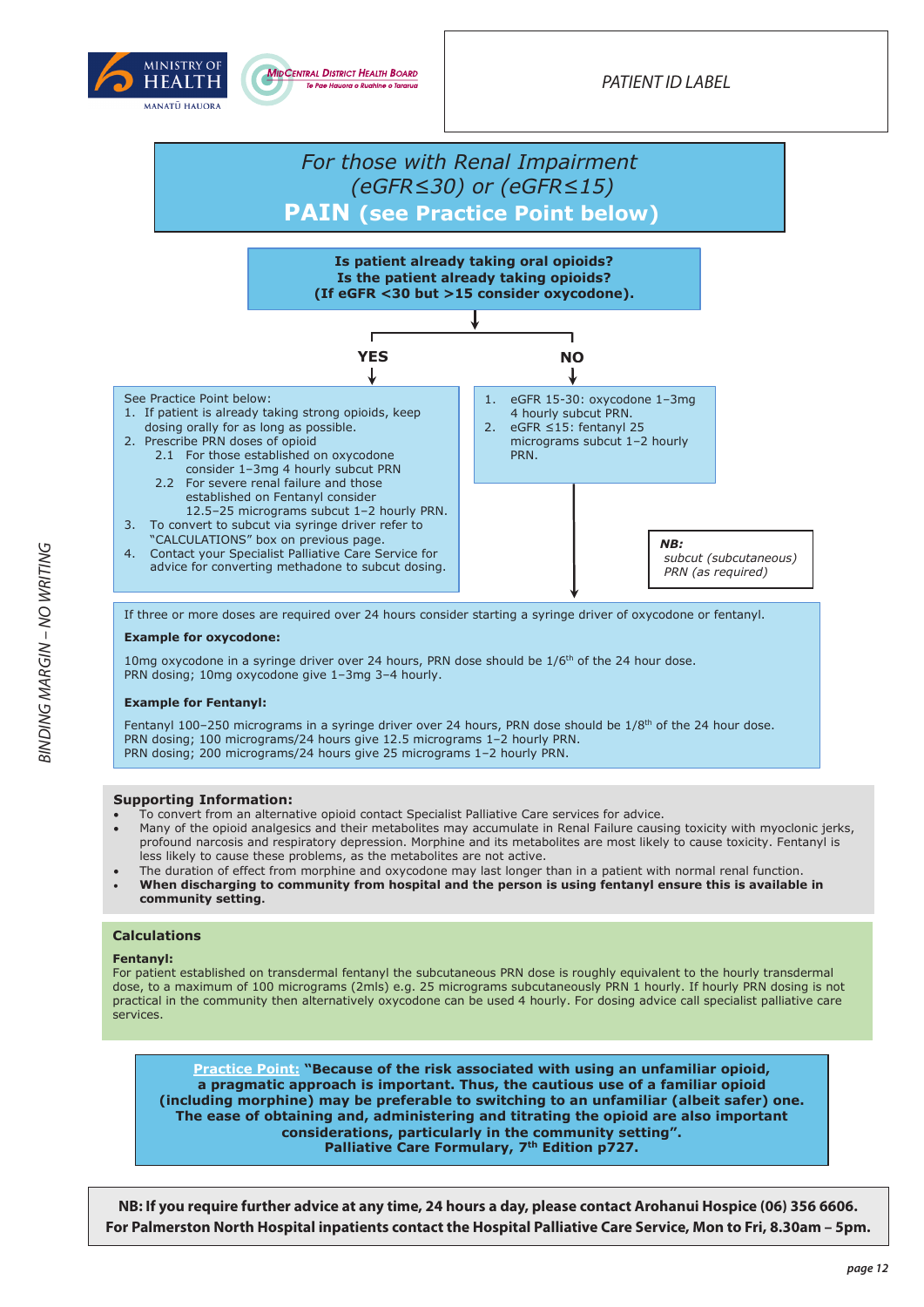PATIENT ID LABEL

# For those with Renal Impairment (eGFR≤30) or (eGFR≤15)

## PAIN (see Practice Point below)

**Is patient already taking oral opioids?**
**Is the patient already taking opioids?**
**(If eGFR <30 but >15 consider oxycodone).**

**YES**

See Practice Point below:

1. If patient is already taking strong opioids, keep dosing orally for as long as possible.
2. Prescribe PRN doses of opioid
   - 2.1 For those established on oxycodone consider 1–3mg 4 hourly subcut PRN
   - 2.2 For severe renal failure and those established on Fentanyl consider 12.5–25 micrograms subcut 1–2 hourly PRN.
3. To convert to subcut via syringe driver refer to "CALCULATIONS" box on previous page.
4. Contact your Specialist Palliative Care Service for advice for converting methadone to subcut dosing.

**NO**

1. eGFR 15-30: oxycodone 1–3mg 4 hourly subcut PRN.
2. eGFR ≤15: fentanyl 25 micrograms subcut 1–2 hourly PRN.

***NB:***
*subcut (subcutaneous)*
*PRN (as required)*

If three or more doses are required over 24 hours consider starting a syringe driver of oxycodone or fentanyl.

**Example for oxycodone:**

10mg oxycodone in a syringe driver over 24 hours, PRN dose should be 1/6th of the 24 hour dose.
PRN dosing; 10mg oxycodone give 1–3mg 3–4 hourly.

**Example for Fentanyl:**

Fentanyl 100–250 micrograms in a syringe driver over 24 hours, PRN dose should be 1/8th of the 24 hour dose.
PRN dosing; 100 micrograms/24 hours give 12.5 micrograms 1–2 hourly PRN.
PRN dosing; 200 micrograms/24 hours give 25 micrograms 1–2 hourly PRN.

### Supporting Information:

- To convert from an alternative opioid contact Specialist Palliative Care services for advice.
- Many of the opioid analgesics and their metabolites may accumulate in Renal Failure causing toxicity with myoclonic jerks, profound narcosis and respiratory depression. Morphine and its metabolites are most likely to cause toxicity. Fentanyl is less likely to cause these problems, as the metabolites are not active.
- The duration of effect from morphine and oxycodone may last longer than in a patient with normal renal function.
- **When discharging to community from hospital and the person is using fentanyl ensure this is available in community setting**.

### Calculations

**Fentanyl:**
For patient established on transdermal fentanyl the subcutaneous PRN dose is roughly equivalent to the hourly transdermal dose, to a maximum of 100 micrograms (2mls) e.g. 25 micrograms subcutaneously PRN 1 hourly. If hourly PRN dosing is not practical in the community then alternatively oxycodone can be used 4 hourly. For dosing advice call specialist palliative care services.

**Practice Point: "Because of the risk associated with using an unfamiliar opioid, a pragmatic approach is important. Thus, the cautious use of a familiar opioid (including morphine) may be preferable to switching to an unfamiliar (albeit safer) one. The ease of obtaining and, administering and titrating the opioid are also important considerations, particularly in the community setting". Palliative Care Formulary, 7th Edition p727.**

**NB: If you require further advice at any time, 24 hours a day, please contact Arohanui Hospice (06) 356 6606. For Palmerston North Hospital inpatients contact the Hospital Palliative Care Service, Mon to Fri, 8.30am – 5pm.**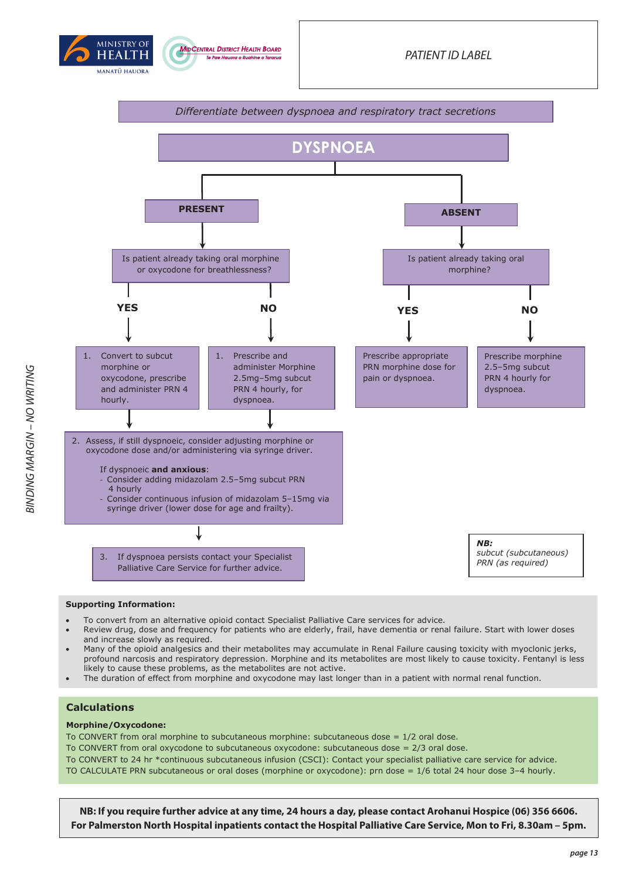PATIENT ID LABEL

*Differentiate between dyspnoea and respiratory tract secretions*

# DYSPNOEA

## PRESENT

Is patient already taking oral morphine or oxycodone for breathlessness?

**YES**

1. Convert to subcut morphine or oxycodone, prescribe and administer PRN 4 hourly.

**NO**

1. Prescribe and administer Morphine 2.5mg–5mg subcut PRN 4 hourly, for dyspnoea.

2. Assess, if still dyspnoeic, consider adjusting morphine or oxycodone dose and/or administering via syringe driver.

   If dyspnoeic **and anxious**:
   - Consider adding midazolam 2.5–5mg subcut PRN 4 hourly
   - Consider continuous infusion of midazolam 5–15mg via syringe driver (lower dose for age and frailty).

3. If dyspnoea persists contact your Specialist Palliative Care Service for further advice.

## ABSENT

Is patient already taking oral morphine?

**YES**

Prescribe appropriate PRN morphine dose for pain or dyspnoea.

**NO**

Prescribe morphine 2.5–5mg subcut PRN 4 hourly for dyspnoea.

***NB:***
*subcut (subcutaneous)*
*PRN (as required)*

**Supporting Information:**

- To convert from an alternative opioid contact Specialist Palliative Care services for advice.
- Review drug, dose and frequency for patients who are elderly, frail, have dementia or renal failure. Start with lower doses and increase slowly as required.
- Many of the opioid analgesics and their metabolites may accumulate in Renal Failure causing toxicity with myoclonic jerks, profound narcosis and respiratory depression. Morphine and its metabolites are most likely to cause toxicity. Fentanyl is less likely to cause these problems, as the metabolites are not active.
- The duration of effect from morphine and oxycodone may last longer than in a patient with normal renal function.

## Calculations

**Morphine/Oxycodone:**

To CONVERT from oral morphine to subcutaneous morphine: subcutaneous dose = 1/2 oral dose.

To CONVERT from oral oxycodone to subcutaneous oxycodone: subcutaneous dose = 2/3 oral dose.

To CONVERT to 24 hr *continuous subcutaneous infusion (CSCI): Contact your specialist palliative care service for advice.

TO CALCULATE PRN subcutaneous or oral doses (morphine or oxycodone): prn dose = 1/6 total 24 hour dose 3–4 hourly.

**NB: If you require further advice at any time, 24 hours a day, please contact Arohanui Hospice (06) 356 6606. For Palmerston North Hospital inpatients contact the Hospital Palliative Care Service, Mon to Fri, 8.30am – 5pm.**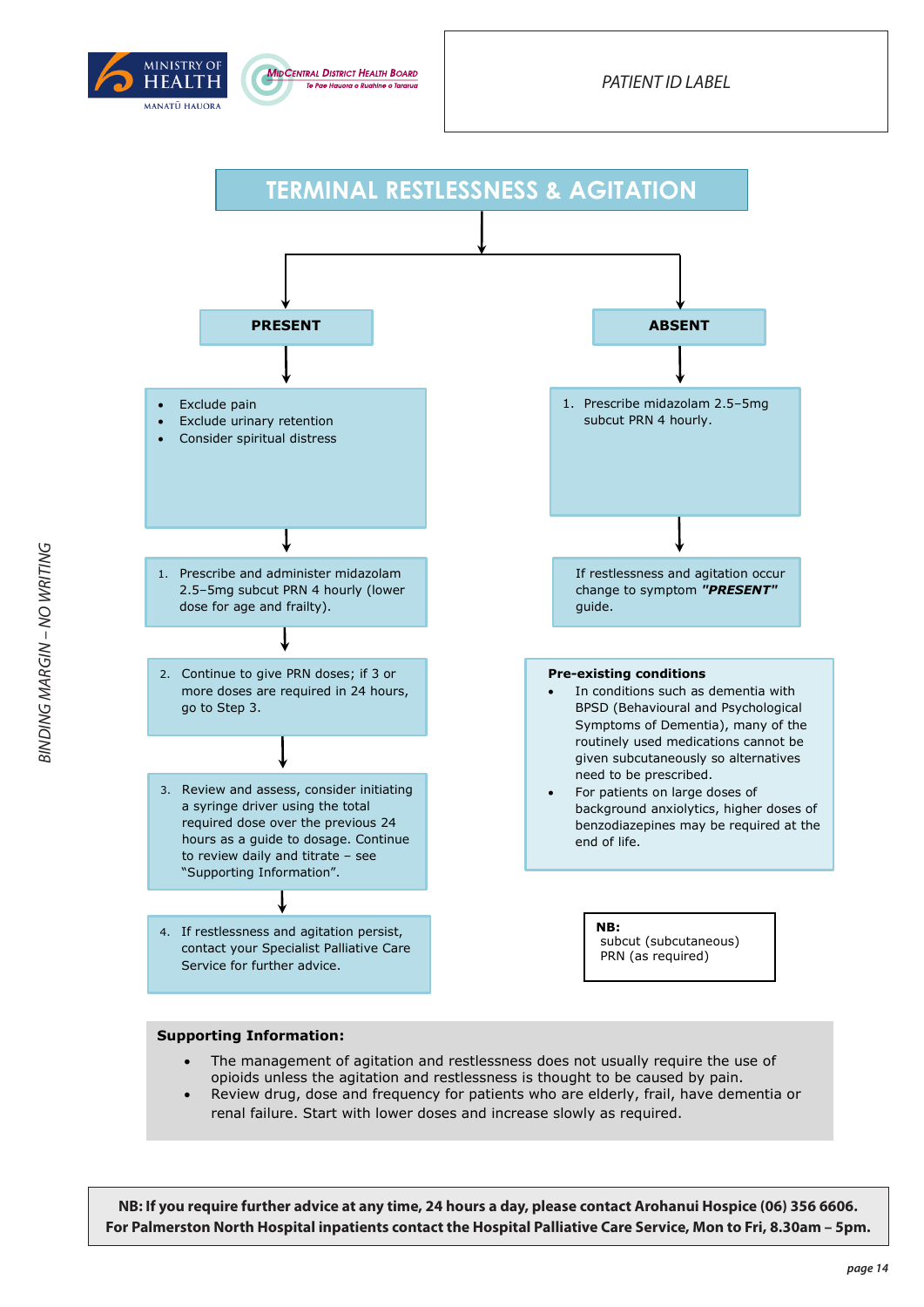PATIENT ID LABEL

# TERMINAL RESTLESSNESS & AGITATION

## PRESENT

- Exclude pain
- Exclude urinary retention
- Consider spiritual distress

1. Prescribe and administer midazolam 2.5–5mg subcut PRN 4 hourly (lower dose for age and frailty).
2. Continue to give PRN doses; if 3 or more doses are required in 24 hours, go to Step 3.
3. Review and assess, consider initiating a syringe driver using the total required dose over the previous 24 hours as a guide to dosage. Continue to review daily and titrate – see "Supporting Information".
4. If restlessness and agitation persist, contact your Specialist Palliative Care Service for further advice.

## ABSENT

1. Prescribe midazolam 2.5–5mg subcut PRN 4 hourly.

If restlessness and agitation occur change to symptom ***"PRESENT"*** guide.

**Pre-existing conditions**

- In conditions such as dementia with BPSD (Behavioural and Psychological Symptoms of Dementia), many of the routinely used medications cannot be given subcutaneously so alternatives need to be prescribed.
- For patients on large doses of background anxiolytics, higher doses of benzodiazepines may be required at the end of life.

**NB:**
subcut (subcutaneous)
PRN (as required)

**Supporting Information:**

- The management of agitation and restlessness does not usually require the use of opioids unless the agitation and restlessness is thought to be caused by pain.
- Review drug, dose and frequency for patients who are elderly, frail, have dementia or renal failure. Start with lower doses and increase slowly as required.

**NB: If you require further advice at any time, 24 hours a day, please contact Arohanui Hospice (06) 356 6606. For Palmerston North Hospital inpatients contact the Hospital Palliative Care Service, Mon to Fri, 8.30am – 5pm.**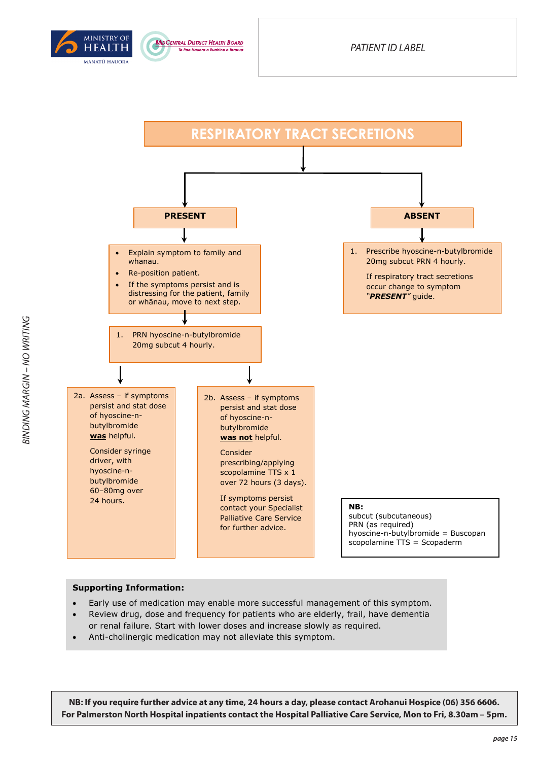PATIENT ID LABEL

BINDING MARGIN – NO WRITING

# RESPIRATORY TRACT SECRETIONS

## PRESENT

- Explain symptom to family and whanau.
- Re-position patient.
- If the symptoms persist and is distressing for the patient, family or whānau, move to next step.

1. PRN hyoscine-n-butylbromide 20mg subcut 4 hourly.

2a. Assess – if symptoms persist and stat dose of hyoscine-n-butylbromide **was** helpful.

Consider syringe driver, with hyoscine-n-butylbromide 60–80mg over 24 hours.

2b. Assess – if symptoms persist and stat dose of hyoscine-n-butylbromide **was not** helpful.

Consider prescribing/applying scopolamine TTS x 1 over 72 hours (3 days).

If symptoms persist contact your Specialist Palliative Care Service for further advice.

## ABSENT

1. Prescribe hyoscine-n-butylbromide 20mg subcut PRN 4 hourly.

If respiratory tract secretions occur change to symptom ***"PRESENT"*** guide.

**NB:**
subcut (subcutaneous)
PRN (as required)
hyoscine-n-butylbromide = Buscopan
scopolamine TTS = Scopaderm

**Supporting Information:**

- Early use of medication may enable more successful management of this symptom.
- Review drug, dose and frequency for patients who are elderly, frail, have dementia or renal failure. Start with lower doses and increase slowly as required.
- Anti-cholinergic medication may not alleviate this symptom.

**NB: If you require further advice at any time, 24 hours a day, please contact Arohanui Hospice (06) 356 6606. For Palmerston North Hospital inpatients contact the Hospital Palliative Care Service, Mon to Fri, 8.30am – 5pm.**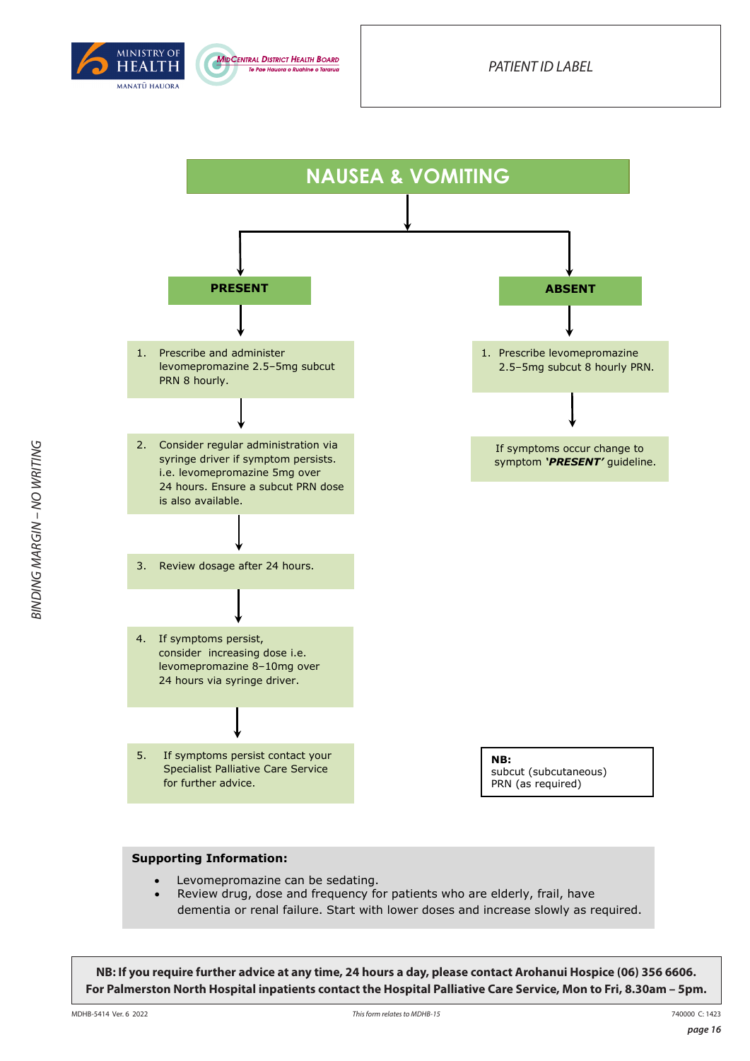PATIENT ID LABEL

# NAUSEA & VOMITING

## PRESENT

1. Prescribe and administer levomepromazine 2.5–5mg subcut PRN 8 hourly.
2. Consider regular administration via syringe driver if symptom persists. i.e. levomepromazine 5mg over 24 hours. Ensure a subcut PRN dose is also available.
3. Review dosage after 24 hours.
4. If symptoms persist, consider increasing dose i.e. levomepromazine 8–10mg over 24 hours via syringe driver.
5. If symptoms persist contact your Specialist Palliative Care Service for further advice.

## ABSENT

1. Prescribe levomepromazine 2.5–5mg subcut 8 hourly PRN.

If symptoms occur change to symptom ***'PRESENT'*** guideline.

**NB:**
subcut (subcutaneous)
PRN (as required)

**Supporting Information:**

- Levomepromazine can be sedating.
- Review drug, dose and frequency for patients who are elderly, frail, have dementia or renal failure. Start with lower doses and increase slowly as required.

**NB: If you require further advice at any time, 24 hours a day, please contact Arohanui Hospice (06) 356 6606.**
**For Palmerston North Hospital inpatients contact the Hospital Palliative Care Service, Mon to Fri, 8.30am – 5pm.**

MDHB-5414 Ver. 6 2022 — *This form relates to MDHB-15* — 740000 C: 1423